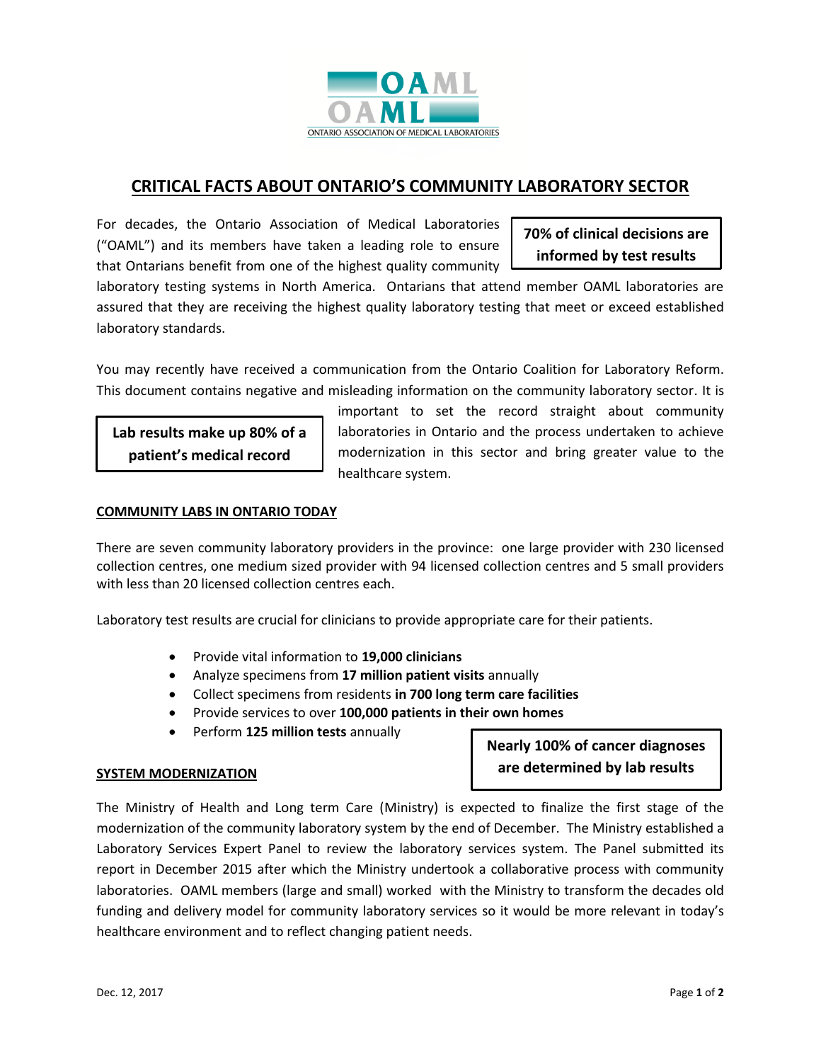OAML

ONTARIO ASSOCIATION OF MEDICAL LABORATORIES

# CRITICAL FACTS ABOUT ONTARIO'S COMMUNITY LABORATORY SECTOR

**70% of clinical decisions are informed by test results**

For decades, the Ontario Association of Medical Laboratories ("OAML") and its members have taken a leading role to ensure that Ontarians benefit from one of the highest quality community laboratory testing systems in North America. Ontarians that attend member OAML laboratories are assured that they are receiving the highest quality laboratory testing that meet or exceed established laboratory standards.

You may recently have received a communication from the Ontario Coalition for Laboratory Reform. This document contains negative and misleading information on the community laboratory sector. It is important to set the record straight about community laboratories in Ontario and the process undertaken to achieve modernization in this sector and bring greater value to the healthcare system.

**Lab results make up 80% of a patient's medical record**

## COMMUNITY LABS IN ONTARIO TODAY

There are seven community laboratory providers in the province: one large provider with 230 licensed collection centres, one medium sized provider with 94 licensed collection centres and 5 small providers with less than 20 licensed collection centres each.

Laboratory test results are crucial for clinicians to provide appropriate care for their patients.

- Provide vital information to **19,000 clinicians**
- Analyze specimens from **17 million patient visits** annually
- Collect specimens from residents **in 700 long term care facilities**
- Provide services to over **100,000 patients in their own homes**
- Perform **125 million tests** annually

**Nearly 100% of cancer diagnoses are determined by lab results**

## SYSTEM MODERNIZATION

The Ministry of Health and Long term Care (Ministry) is expected to finalize the first stage of the modernization of the community laboratory system by the end of December. The Ministry established a Laboratory Services Expert Panel to review the laboratory services system. The Panel submitted its report in December 2015 after which the Ministry undertook a collaborative process with community laboratories. OAML members (large and small) worked with the Ministry to transform the decades old funding and delivery model for community laboratory services so it would be more relevant in today's healthcare environment and to reflect changing patient needs.

Dec. 12, 2017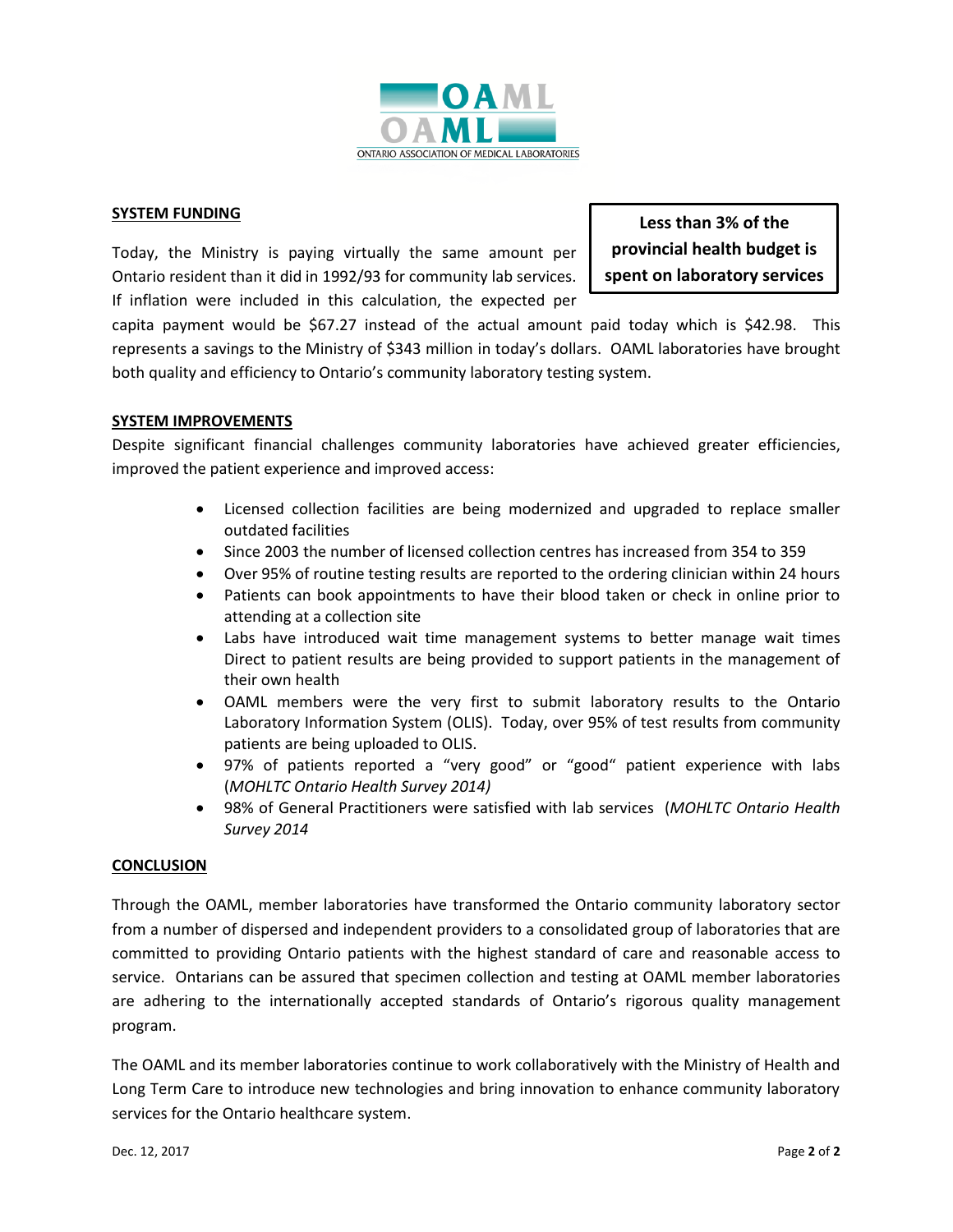OAML

OAML

ONTARIO ASSOCIATION OF MEDICAL LABORATORIES

**SYSTEM FUNDING**

**Less than 3% of the provincial health budget is spent on laboratory services**

Today, the Ministry is paying virtually the same amount per Ontario resident than it did in 1992/93 for community lab services. If inflation were included in this calculation, the expected per capita payment would be $67.27 instead of the actual amount paid today which is $42.98. This represents a savings to the Ministry of $343 million in today's dollars. OAML laboratories have brought both quality and efficiency to Ontario's community laboratory testing system.

**SYSTEM IMPROVEMENTS**

Despite significant financial challenges community laboratories have achieved greater efficiencies, improved the patient experience and improved access:

- Licensed collection facilities are being modernized and upgraded to replace smaller outdated facilities
- Since 2003 the number of licensed collection centres has increased from 354 to 359
- Over 95% of routine testing results are reported to the ordering clinician within 24 hours
- Patients can book appointments to have their blood taken or check in online prior to attending at a collection site
- Labs have introduced wait time management systems to better manage wait times Direct to patient results are being provided to support patients in the management of their own health
- OAML members were the very first to submit laboratory results to the Ontario Laboratory Information System (OLIS). Today, over 95% of test results from community patients are being uploaded to OLIS.
- 97% of patients reported a "very good" or "good" patient experience with labs (*MOHLTC Ontario Health Survey 2014)*
- 98% of General Practitioners were satisfied with lab services (*MOHLTC Ontario Health Survey 2014*

**CONCLUSION**

Through the OAML, member laboratories have transformed the Ontario community laboratory sector from a number of dispersed and independent providers to a consolidated group of laboratories that are committed to providing Ontario patients with the highest standard of care and reasonable access to service. Ontarians can be assured that specimen collection and testing at OAML member laboratories are adhering to the internationally accepted standards of Ontario's rigorous quality management program.

The OAML and its member laboratories continue to work collaboratively with the Ministry of Health and Long Term Care to introduce new technologies and bring innovation to enhance community laboratory services for the Ontario healthcare system.

Dec. 12, 2017